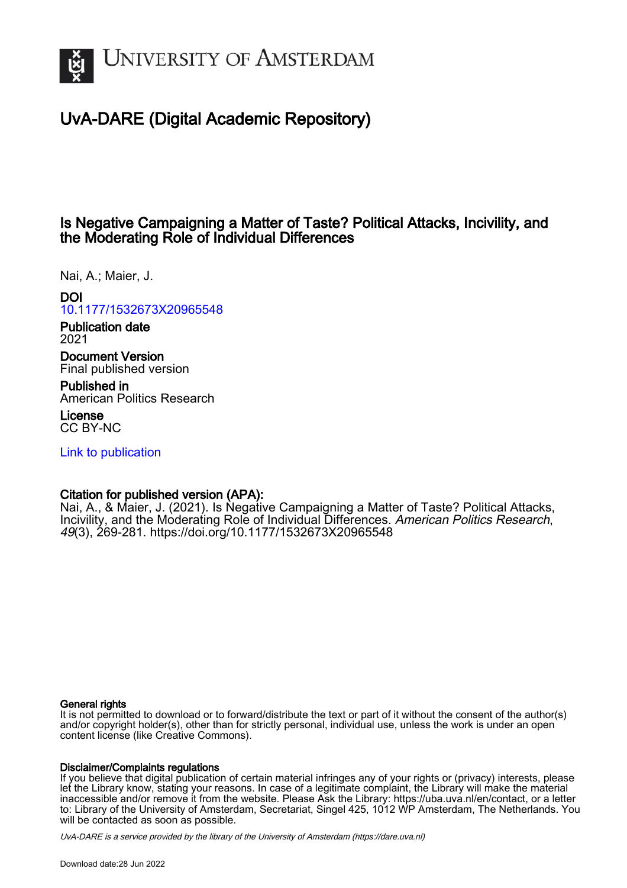# UvA-DARE (Digital Academic Repository)

## Is Negative Campaigning a Matter of Taste? Political Attacks, Incivility, and the Moderating Role of Individual Differences

Nai, A.; Maier, J.

**DOI**
10.1177/1532673X20965548

**Publication date**
2021

**Document Version**
Final published version

**Published in**
American Politics Research

**License**
CC BY-NC

Link to publication

**Citation for published version (APA):**
Nai, A., & Maier, J. (2021). Is Negative Campaigning a Matter of Taste? Political Attacks, Incivility, and the Moderating Role of Individual Differences. *American Politics Research*, *49*(3), 269-281. https://doi.org/10.1177/1532673X20965548

**General rights**
It is not permitted to download or to forward/distribute the text or part of it without the consent of the author(s) and/or copyright holder(s), other than for strictly personal, individual use, unless the work is under an open content license (like Creative Commons).

**Disclaimer/Complaints regulations**
If you believe that digital publication of certain material infringes any of your rights or (privacy) interests, please let the Library know, stating your reasons. In case of a legitimate complaint, the Library will make the material inaccessible and/or remove it from the website. Please Ask the Library: https://uba.uva.nl/en/contact, or a letter to: Library of the University of Amsterdam, Secretariat, Singel 425, 1012 WP Amsterdam, The Netherlands. You will be contacted as soon as possible.

*UvA-DARE is a service provided by the library of the University of Amsterdam (https://dare.uva.nl)*

Download date:28 Jun 2022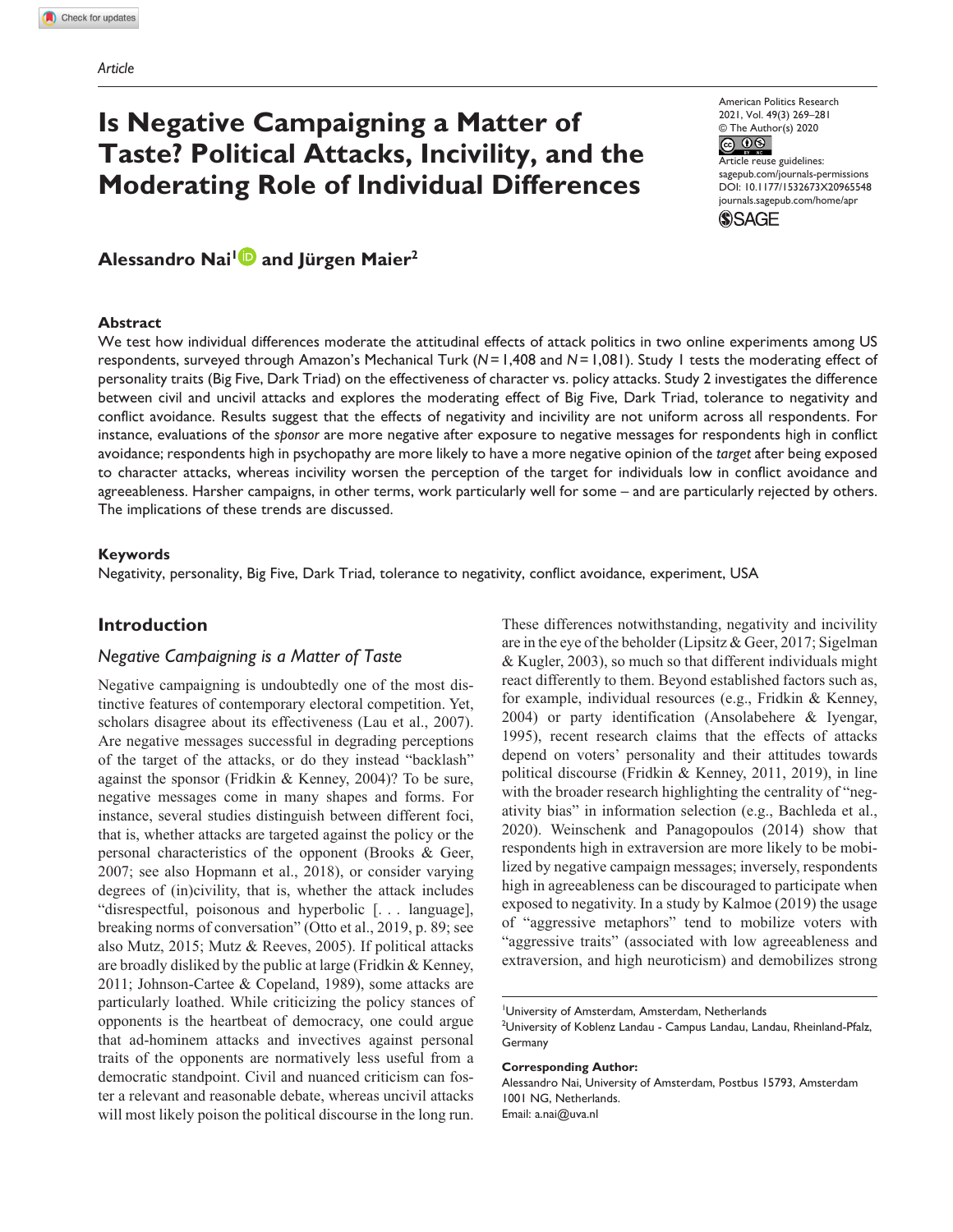*Article*

# Is Negative Campaigning a Matter of Taste? Political Attacks, Incivility, and the Moderating Role of Individual Differences

American Politics Research
2021, Vol. 49(3) 269–281
© The Author(s) 2020
Article reuse guidelines:
sagepub.com/journals-permissions
DOI: 10.1177/1532673X20965548
journals.sagepub.com/home/apr

**Alessandro Nai[1] and Jürgen Maier[2]**

### Abstract

We test how individual differences moderate the attitudinal effects of attack politics in two online experiments among US respondents, surveyed through Amazon's Mechanical Turk ($N$ = 1,408 and $N$ = 1,081). Study 1 tests the moderating effect of personality traits (Big Five, Dark Triad) on the effectiveness of character vs. policy attacks. Study 2 investigates the difference between civil and uncivil attacks and explores the moderating effect of Big Five, Dark Triad, tolerance to negativity and conflict avoidance. Results suggest that the effects of negativity and incivility are not uniform across all respondents. For instance, evaluations of the *sponsor* are more negative after exposure to negative messages for respondents high in conflict avoidance; respondents high in psychopathy are more likely to have a more negative opinion of the *target* after being exposed to character attacks, whereas incivility worsen the perception of the target for individuals low in conflict avoidance and agreeableness. Harsher campaigns, in other terms, work particularly well for some – and are particularly rejected by others. The implications of these trends are discussed.

### Keywords

Negativity, personality, Big Five, Dark Triad, tolerance to negativity, conflict avoidance, experiment, USA

## Introduction

### *Negative Campaigning is a Matter of Taste*

Negative campaigning is undoubtedly one of the most distinctive features of contemporary electoral competition. Yet, scholars disagree about its effectiveness (Lau et al., 2007). Are negative messages successful in degrading perceptions of the target of the attacks, or do they instead "backlash" against the sponsor (Fridkin & Kenney, 2004)? To be sure, negative messages come in many shapes and forms. For instance, several studies distinguish between different foci, that is, whether attacks are targeted against the policy or the personal characteristics of the opponent (Brooks & Geer, 2007; see also Hopmann et al., 2018), or consider varying degrees of (in)civility, that is, whether the attack includes "disrespectful, poisonous and hyperbolic [. . . language], breaking norms of conversation" (Otto et al., 2019, p. 89; see also Mutz, 2015; Mutz & Reeves, 2005). If political attacks are broadly disliked by the public at large (Fridkin & Kenney, 2011; Johnson-Cartee & Copeland, 1989), some attacks are particularly loathed. While criticizing the policy stances of opponents is the heartbeat of democracy, one could argue that ad-hominem attacks and invectives against personal traits of the opponents are normatively less useful from a democratic standpoint. Civil and nuanced criticism can foster a relevant and reasonable debate, whereas uncivil attacks will most likely poison the political discourse in the long run.

These differences notwithstanding, negativity and incivility are in the eye of the beholder (Lipsitz & Geer, 2017; Sigelman & Kugler, 2003), so much so that different individuals might react differently to them. Beyond established factors such as, for example, individual resources (e.g., Fridkin & Kenney, 2004) or party identification (Ansolabehere & Iyengar, 1995), recent research claims that the effects of attacks depend on voters' personality and their attitudes towards political discourse (Fridkin & Kenney, 2011, 2019), in line with the broader research highlighting the centrality of "negativity bias" in information selection (e.g., Bachleda et al., 2020). Weinschenk and Panagopoulos (2014) show that respondents high in extraversion are more likely to be mobilized by negative campaign messages; inversely, respondents high in agreeableness can be discouraged to participate when exposed to negativity. In a study by Kalmoe (2019) the usage of "aggressive metaphors" tend to mobilize voters with "aggressive traits" (associated with low agreeableness and extraversion, and high neuroticism) and demobilizes strong

[1]University of Amsterdam, Amsterdam, Netherlands
[2]University of Koblenz Landau - Campus Landau, Landau, Rheinland-Pfalz, Germany

**Corresponding Author:**
Alessandro Nai, University of Amsterdam, Postbus 15793, Amsterdam 1001 NG, Netherlands.
Email: a.nai@uva.nl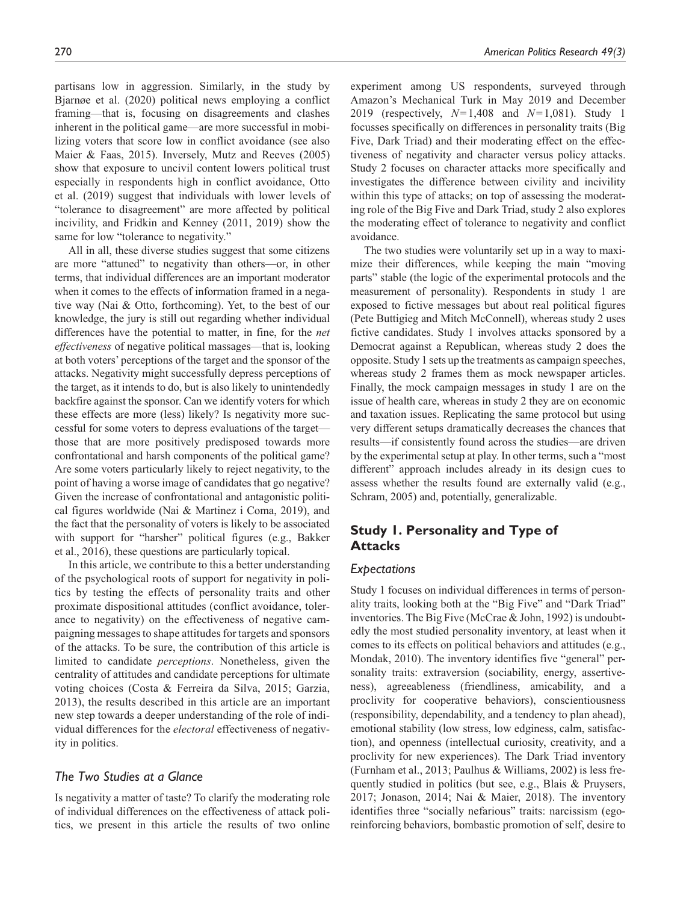partisans low in aggression. Similarly, in the study by Bjarnøe et al. (2020) political news employing a conflict framing—that is, focusing on disagreements and clashes inherent in the political game—are more successful in mobilizing voters that score low in conflict avoidance (see also Maier & Faas, 2015). Inversely, Mutz and Reeves (2005) show that exposure to uncivil content lowers political trust especially in respondents high in conflict avoidance, Otto et al. (2019) suggest that individuals with lower levels of "tolerance to disagreement" are more affected by political incivility, and Fridkin and Kenney (2011, 2019) show the same for low "tolerance to negativity."

All in all, these diverse studies suggest that some citizens are more "attuned" to negativity than others—or, in other terms, that individual differences are an important moderator when it comes to the effects of information framed in a negative way (Nai & Otto, forthcoming). Yet, to the best of our knowledge, the jury is still out regarding whether individual differences have the potential to matter, in fine, for the *net effectiveness* of negative political massages—that is, looking at both voters' perceptions of the target and the sponsor of the attacks. Negativity might successfully depress perceptions of the target, as it intends to do, but is also likely to unintendedly backfire against the sponsor. Can we identify voters for which these effects are more (less) likely? Is negativity more successful for some voters to depress evaluations of the target—those that are more positively predisposed towards more confrontational and harsh components of the political game? Are some voters particularly likely to reject negativity, to the point of having a worse image of candidates that go negative? Given the increase of confrontational and antagonistic political figures worldwide (Nai & Martinez i Coma, 2019), and the fact that the personality of voters is likely to be associated with support for "harsher" political figures (e.g., Bakker et al., 2016), these questions are particularly topical.

In this article, we contribute to this a better understanding of the psychological roots of support for negativity in politics by testing the effects of personality traits and other proximate dispositional attitudes (conflict avoidance, tolerance to negativity) on the effectiveness of negative campaigning messages to shape attitudes for targets and sponsors of the attacks. To be sure, the contribution of this article is limited to candidate *perceptions*. Nonetheless, given the centrality of attitudes and candidate perceptions for ultimate voting choices (Costa & Ferreira da Silva, 2015; Garzia, 2013), the results described in this article are an important new step towards a deeper understanding of the role of individual differences for the *electoral* effectiveness of negativity in politics.

### *The Two Studies at a Glance*

Is negativity a matter of taste? To clarify the moderating role of individual differences on the effectiveness of attack politics, we present in this article the results of two online experiment among US respondents, surveyed through Amazon's Mechanical Turk in May 2019 and December 2019 (respectively, $N=1{,}408$ and $N=1{,}081$). Study 1 focusses specifically on differences in personality traits (Big Five, Dark Triad) and their moderating effect on the effectiveness of negativity and character versus policy attacks. Study 2 focuses on character attacks more specifically and investigates the difference between civility and incivility within this type of attacks; on top of assessing the moderating role of the Big Five and Dark Triad, study 2 also explores the moderating effect of tolerance to negativity and conflict avoidance.

The two studies were voluntarily set up in a way to maximize their differences, while keeping the main "moving parts" stable (the logic of the experimental protocols and the measurement of personality). Respondents in study 1 are exposed to fictive messages but about real political figures (Pete Buttigieg and Mitch McConnell), whereas study 2 uses fictive candidates. Study 1 involves attacks sponsored by a Democrat against a Republican, whereas study 2 does the opposite. Study 1 sets up the treatments as campaign speeches, whereas study 2 frames them as mock newspaper articles. Finally, the mock campaign messages in study 1 are on the issue of health care, whereas in study 2 they are on economic and taxation issues. Replicating the same protocol but using very different setups dramatically decreases the chances that results—if consistently found across the studies—are driven by the experimental setup at play. In other terms, such a "most different" approach includes already in its design cues to assess whether the results found are externally valid (e.g., Schram, 2005) and, potentially, generalizable.

## Study 1. Personality and Type of Attacks

### *Expectations*

Study 1 focuses on individual differences in terms of personality traits, looking both at the "Big Five" and "Dark Triad" inventories. The Big Five (McCrae & John, 1992) is undoubtedly the most studied personality inventory, at least when it comes to its effects on political behaviors and attitudes (e.g., Mondak, 2010). The inventory identifies five "general" personality traits: extraversion (sociability, energy, assertiveness), agreeableness (friendliness, amicability, and a proclivity for cooperative behaviors), conscientiousness (responsibility, dependability, and a tendency to plan ahead), emotional stability (low stress, low edginess, calm, satisfaction), and openness (intellectual curiosity, creativity, and a proclivity for new experiences). The Dark Triad inventory (Furnham et al., 2013; Paulhus & Williams, 2002) is less frequently studied in politics (but see, e.g., Blais & Pruysers, 2017; Jonason, 2014; Nai & Maier, 2018). The inventory identifies three "socially nefarious" traits: narcissism (ego-reinforcing behaviors, bombastic promotion of self, desire to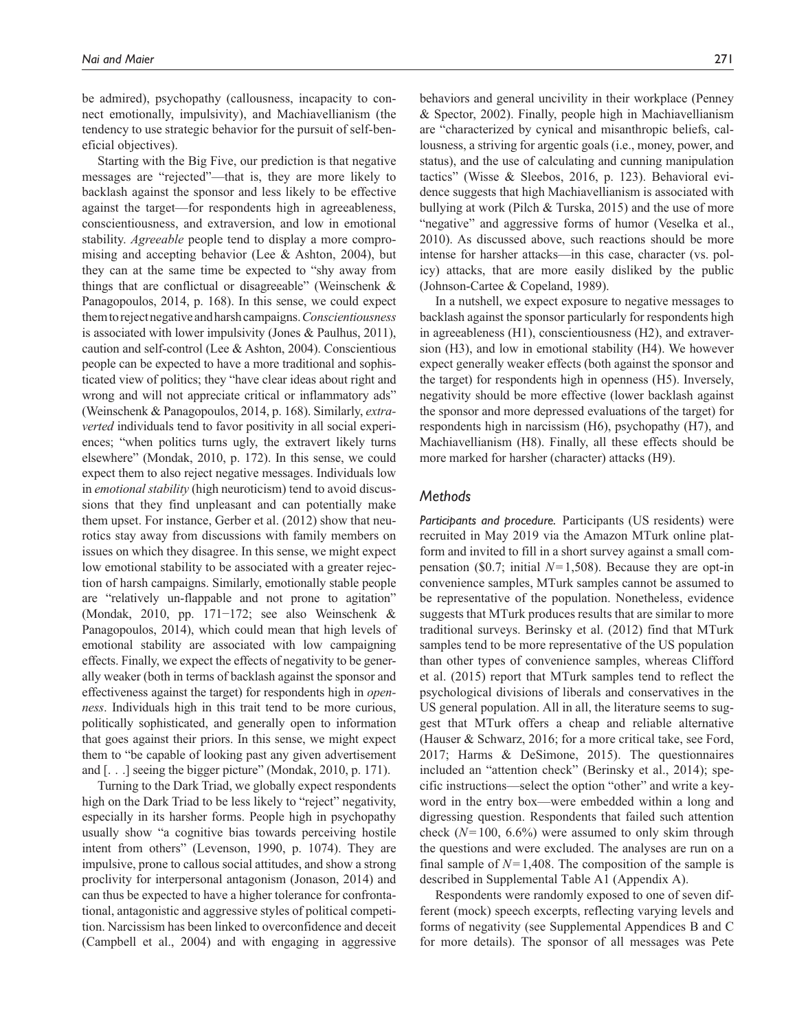be admired), psychopathy (callousness, incapacity to connect emotionally, impulsivity), and Machiavellianism (the tendency to use strategic behavior for the pursuit of self-beneficial objectives).

Starting with the Big Five, our prediction is that negative messages are "rejected"—that is, they are more likely to backlash against the sponsor and less likely to be effective against the target—for respondents high in agreeableness, conscientiousness, and extraversion, and low in emotional stability. *Agreeable* people tend to display a more compromising and accepting behavior (Lee & Ashton, 2004), but they can at the same time be expected to "shy away from things that are conflictual or disagreeable" (Weinschenk & Panagopoulos, 2014, p. 168). In this sense, we could expect them to reject negative and harsh campaigns. *Conscientiousness* is associated with lower impulsivity (Jones & Paulhus, 2011), caution and self-control (Lee & Ashton, 2004). Conscientious people can be expected to have a more traditional and sophisticated view of politics; they "have clear ideas about right and wrong and will not appreciate critical or inflammatory ads" (Weinschenk & Panagopoulos, 2014, p. 168). Similarly, *extraverted* individuals tend to favor positivity in all social experiences; "when politics turns ugly, the extravert likely turns elsewhere" (Mondak, 2010, p. 172). In this sense, we could expect them to also reject negative messages. Individuals low in *emotional stability* (high neuroticism) tend to avoid discussions that they find unpleasant and can potentially make them upset. For instance, Gerber et al. (2012) show that neurotics stay away from discussions with family members on issues on which they disagree. In this sense, we might expect low emotional stability to be associated with a greater rejection of harsh campaigns. Similarly, emotionally stable people are "relatively un-flappable and not prone to agitation" (Mondak, 2010, pp. 171−172; see also Weinschenk & Panagopoulos, 2014), which could mean that high levels of emotional stability are associated with low campaigning effects. Finally, we expect the effects of negativity to be generally weaker (both in terms of backlash against the sponsor and effectiveness against the target) for respondents high in *openness*. Individuals high in this trait tend to be more curious, politically sophisticated, and generally open to information that goes against their priors. In this sense, we might expect them to "be capable of looking past any given advertisement and [. . .] seeing the bigger picture" (Mondak, 2010, p. 171).

Turning to the Dark Triad, we globally expect respondents high on the Dark Triad to be less likely to "reject" negativity, especially in its harsher forms. People high in psychopathy usually show "a cognitive bias towards perceiving hostile intent from others" (Levenson, 1990, p. 1074). They are impulsive, prone to callous social attitudes, and show a strong proclivity for interpersonal antagonism (Jonason, 2014) and can thus be expected to have a higher tolerance for confrontational, antagonistic and aggressive styles of political competition. Narcissism has been linked to overconfidence and deceit (Campbell et al., 2004) and with engaging in aggressive behaviors and general uncivility in their workplace (Penney & Spector, 2002). Finally, people high in Machiavellianism are "characterized by cynical and misanthropic beliefs, callousness, a striving for argentic goals (i.e., money, power, and status), and the use of calculating and cunning manipulation tactics" (Wisse & Sleebos, 2016, p. 123). Behavioral evidence suggests that high Machiavellianism is associated with bullying at work (Pilch & Turska, 2015) and the use of more "negative" and aggressive forms of humor (Veselka et al., 2010). As discussed above, such reactions should be more intense for harsher attacks—in this case, character (vs. policy) attacks, that are more easily disliked by the public (Johnson-Cartee & Copeland, 1989).

In a nutshell, we expect exposure to negative messages to backlash against the sponsor particularly for respondents high in agreeableness (H1), conscientiousness (H2), and extraversion (H3), and low in emotional stability (H4). We however expect generally weaker effects (both against the sponsor and the target) for respondents high in openness (H5). Inversely, negativity should be more effective (lower backlash against the sponsor and more depressed evaluations of the target) for respondents high in narcissism (H6), psychopathy (H7), and Machiavellianism (H8). Finally, all these effects should be more marked for harsher (character) attacks (H9).

## Methods

***Participants and procedure.*** Participants (US residents) were recruited in May 2019 via the Amazon MTurk online platform and invited to fill in a short survey against a small compensation ($0.7; initial $N=1,508$). Because they are opt-in convenience samples, MTurk samples cannot be assumed to be representative of the population. Nonetheless, evidence suggests that MTurk produces results that are similar to more traditional surveys. Berinsky et al. (2012) find that MTurk samples tend to be more representative of the US population than other types of convenience samples, whereas Clifford et al. (2015) report that MTurk samples tend to reflect the psychological divisions of liberals and conservatives in the US general population. All in all, the literature seems to suggest that MTurk offers a cheap and reliable alternative (Hauser & Schwarz, 2016; for a more critical take, see Ford, 2017; Harms & DeSimone, 2015). The questionnaires included an "attention check" (Berinsky et al., 2014); specific instructions—select the option "other" and write a keyword in the entry box—were embedded within a long and digressing question. Respondents that failed such attention check ($N=100$, 6.6%) were assumed to only skim through the questions and were excluded. The analyses are run on a final sample of $N=1,408$. The composition of the sample is described in Supplemental Table A1 (Appendix A).

Respondents were randomly exposed to one of seven different (mock) speech excerpts, reflecting varying levels and forms of negativity (see Supplemental Appendices B and C for more details). The sponsor of all messages was Pete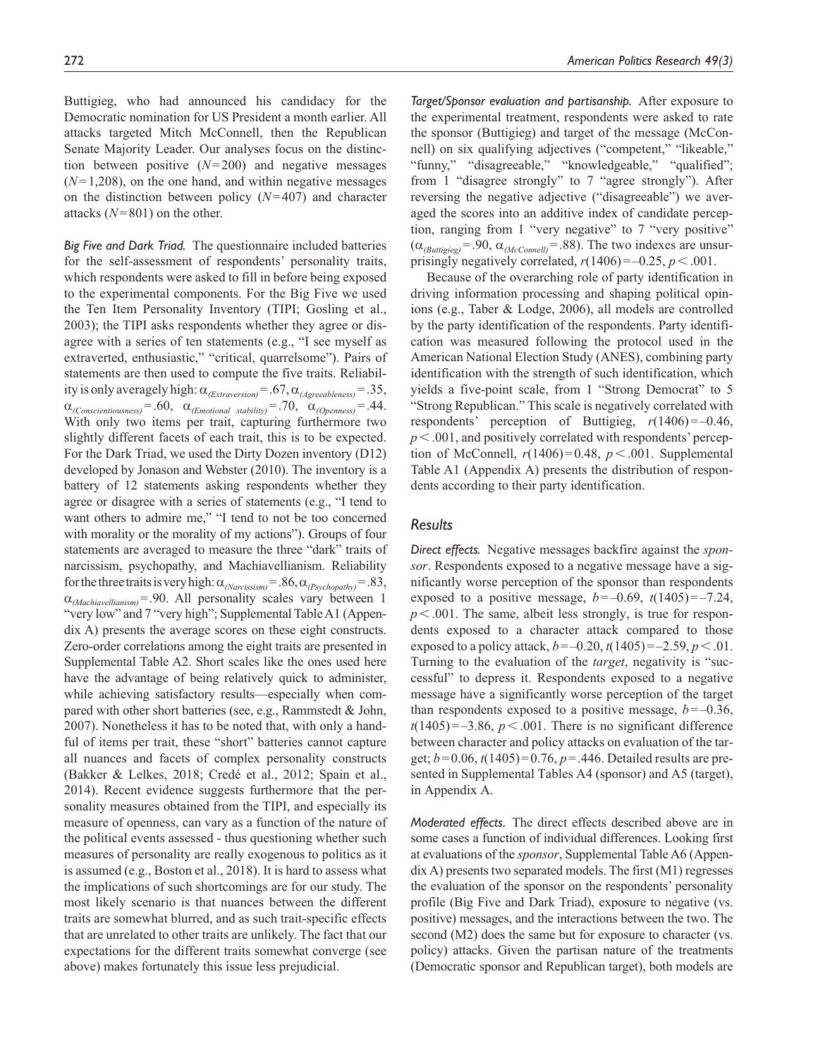Buttigieg, who had announced his candidacy for the Democratic nomination for US President a month earlier. All attacks targeted Mitch McConnell, then the Republican Senate Majority Leader. Our analyses focus on the distinction between positive ($N=200$) and negative messages ($N=1{,}208$), on the one hand, and within negative messages on the distinction between policy ($N=407$) and character attacks ($N=801$) on the other.

*Big Five and Dark Triad.* The questionnaire included batteries for the self-assessment of respondents' personality traits, which respondents were asked to fill in before being exposed to the experimental components. For the Big Five we used the Ten Item Personality Inventory (TIPI; Gosling et al., 2003); the TIPI asks respondents whether they agree or disagree with a series of ten statements (e.g., "I see myself as extraverted, enthusiastic," "critical, quarrelsome"). Pairs of statements are then used to compute the five traits. Reliability is only averagely high: $\alpha_{(Extraversion)}=.67$, $\alpha_{(Agreeableness)}=.35$, $\alpha_{(Conscientiousness)}=.60$, $\alpha_{(Emotional\ stability)}=.70$, $\alpha_{(Openness)}=.44$. With only two items per trait, capturing furthermore two slightly different facets of each trait, this is to be expected. For the Dark Triad, we used the Dirty Dozen inventory (D12) developed by Jonason and Webster (2010). The inventory is a battery of 12 statements asking respondents whether they agree or disagree with a series of statements (e.g., "I tend to want others to admire me," "I tend to not be too concerned with morality or the morality of my actions"). Groups of four statements are averaged to measure the three "dark" traits of narcissism, psychopathy, and Machiavellianism. Reliability for the three traits is very high: $\alpha_{(Narcissism)}=.86$, $\alpha_{(Psychopathy)}=.83$, $\alpha_{(Machiavellianism)}=.90$. All personality scales vary between 1 "very low" and 7 "very high"; Supplemental Table A1 (Appendix A) presents the average scores on these eight constructs. Zero-order correlations among the eight traits are presented in Supplemental Table A2. Short scales like the ones used here have the advantage of being relatively quick to administer, while achieving satisfactory results—especially when compared with other short batteries (see, e.g., Rammstedt & John, 2007). Nonetheless it has to be noted that, with only a handful of items per trait, these "short" batteries cannot capture all nuances and facets of complex personality constructs (Bakker & Lelkes, 2018; Credé et al., 2012; Spain et al., 2014). Recent evidence suggests furthermore that the personality measures obtained from the TIPI, and especially its measure of openness, can vary as a function of the nature of the political events assessed - thus questioning whether such measures of personality are really exogenous to politics as it is assumed (e.g., Boston et al., 2018). It is hard to assess what the implications of such shortcomings are for our study. The most likely scenario is that nuances between the different traits are somewhat blurred, and as such trait-specific effects that are unrelated to other traits are unlikely. The fact that our expectations for the different traits somewhat converge (see above) makes fortunately this issue less prejudicial.

*Target/Sponsor evaluation and partisanship.* After exposure to the experimental treatment, respondents were asked to rate the sponsor (Buttigieg) and target of the message (McConnell) on six qualifying adjectives ("competent," "likeable," "funny," "disagreeable," "knowledgeable," "qualified"; from 1 "disagree strongly" to 7 "agree strongly"). After reversing the negative adjective ("disagreeable") we averaged the scores into an additive index of candidate perception, ranging from 1 "very negative" to 7 "very positive" ($\alpha_{(Buttigieg)}=.90$, $\alpha_{(McConnell)}=.88$). The two indexes are unsurprisingly negatively correlated, $r(1406)=-0.25$, $p<.001$.

Because of the overarching role of party identification in driving information processing and shaping political opinions (e.g., Taber & Lodge, 2006), all models are controlled by the party identification of the respondents. Party identification was measured following the protocol used in the American National Election Study (ANES), combining party identification with the strength of such identification, which yields a five-point scale, from 1 "Strong Democrat" to 5 "Strong Republican." This scale is negatively correlated with respondents' perception of Buttigieg, $r(1406)=-0.46$, $p<.001$, and positively correlated with respondents' perception of McConnell, $r(1406)=0.48$, $p<.001$. Supplemental Table A1 (Appendix A) presents the distribution of respondents according to their party identification.

## Results

*Direct effects.* Negative messages backfire against the *sponsor*. Respondents exposed to a negative message have a significantly worse perception of the sponsor than respondents exposed to a positive message, $b=-0.69$, $t(1405)=-7.24$, $p<.001$. The same, albeit less strongly, is true for respondents exposed to a character attack compared to those exposed to a policy attack, $b=-0.20$, $t(1405)=-2.59$, $p<.01$. Turning to the evaluation of the *target*, negativity is "successful" to depress it. Respondents exposed to a negative message have a significantly worse perception of the target than respondents exposed to a positive message, $b=-0.36$, $t(1405)=-3.86$, $p<.001$. There is no significant difference between character and policy attacks on evaluation of the target; $b=0.06$, $t(1405)=0.76$, $p=.446$. Detailed results are presented in Supplemental Tables A4 (sponsor) and A5 (target), in Appendix A.

*Moderated effects.* The direct effects described above are in some cases a function of individual differences. Looking first at evaluations of the *sponsor*, Supplemental Table A6 (Appendix A) presents two separated models. The first (M1) regresses the evaluation of the sponsor on the respondents' personality profile (Big Five and Dark Triad), exposure to negative (vs. positive) messages, and the interactions between the two. The second (M2) does the same but for exposure to character (vs. policy) attacks. Given the partisan nature of the treatments (Democratic sponsor and Republican target), both models are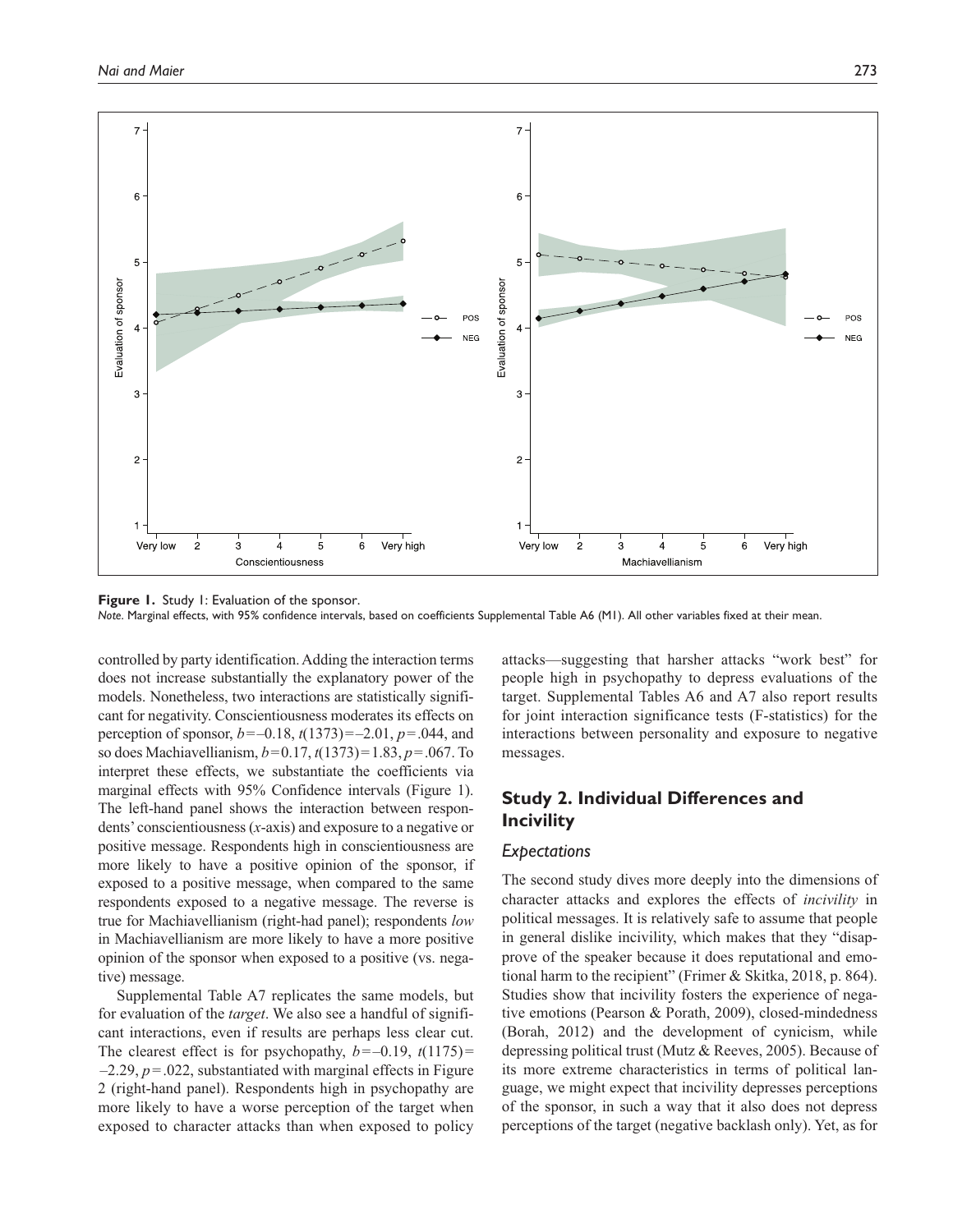**Figure 1.** Study 1: Evaluation of the sponsor.
*Note*. Marginal effects, with 95% confidence intervals, based on coefficients Supplemental Table A6 (M1). All other variables fixed at their mean.

controlled by party identification. Adding the interaction terms does not increase substantially the explanatory power of the models. Nonetheless, two interactions are statistically significant for negativity. Conscientiousness moderates its effects on perception of sponsor, $b = -0.18$, $t(1373) = -2.01$, $p = .044$, and so does Machiavellianism, $b = 0.17$, $t(1373) = 1.83$, $p = .067$. To interpret these effects, we substantiate the coefficients via marginal effects with 95% Confidence intervals (Figure 1). The left-hand panel shows the interaction between respondents' conscientiousness (*x*-axis) and exposure to a negative or positive message. Respondents high in conscientiousness are more likely to have a positive opinion of the sponsor, if exposed to a positive message, when compared to the same respondents exposed to a negative message. The reverse is true for Machiavellianism (right-had panel); respondents *low* in Machiavellianism are more likely to have a more positive opinion of the sponsor when exposed to a positive (vs. negative) message.

Supplemental Table A7 replicates the same models, but for evaluation of the *target*. We also see a handful of significant interactions, even if results are perhaps less clear cut. The clearest effect is for psychopathy, $b = -0.19$, $t(1175) = -2.29$, $p = .022$, substantiated with marginal effects in Figure 2 (right-hand panel). Respondents high in psychopathy are more likely to have a worse perception of the target when exposed to character attacks than when exposed to policy attacks—suggesting that harsher attacks "work best" for people high in psychopathy to depress evaluations of the target. Supplemental Tables A6 and A7 also report results for joint interaction significance tests (F-statistics) for the interactions between personality and exposure to negative messages.

## Study 2. Individual Differences and Incivility

### Expectations

The second study dives more deeply into the dimensions of character attacks and explores the effects of *incivility* in political messages. It is relatively safe to assume that people in general dislike incivility, which makes that they "disapprove of the speaker because it does reputational and emotional harm to the recipient" (Frimer & Skitka, 2018, p. 864). Studies show that incivility fosters the experience of negative emotions (Pearson & Porath, 2009), closed-mindedness (Borah, 2012) and the development of cynicism, while depressing political trust (Mutz & Reeves, 2005). Because of its more extreme characteristics in terms of political language, we might expect that incivility depresses perceptions of the sponsor, in such a way that it also does not depress perceptions of the target (negative backlash only). Yet, as for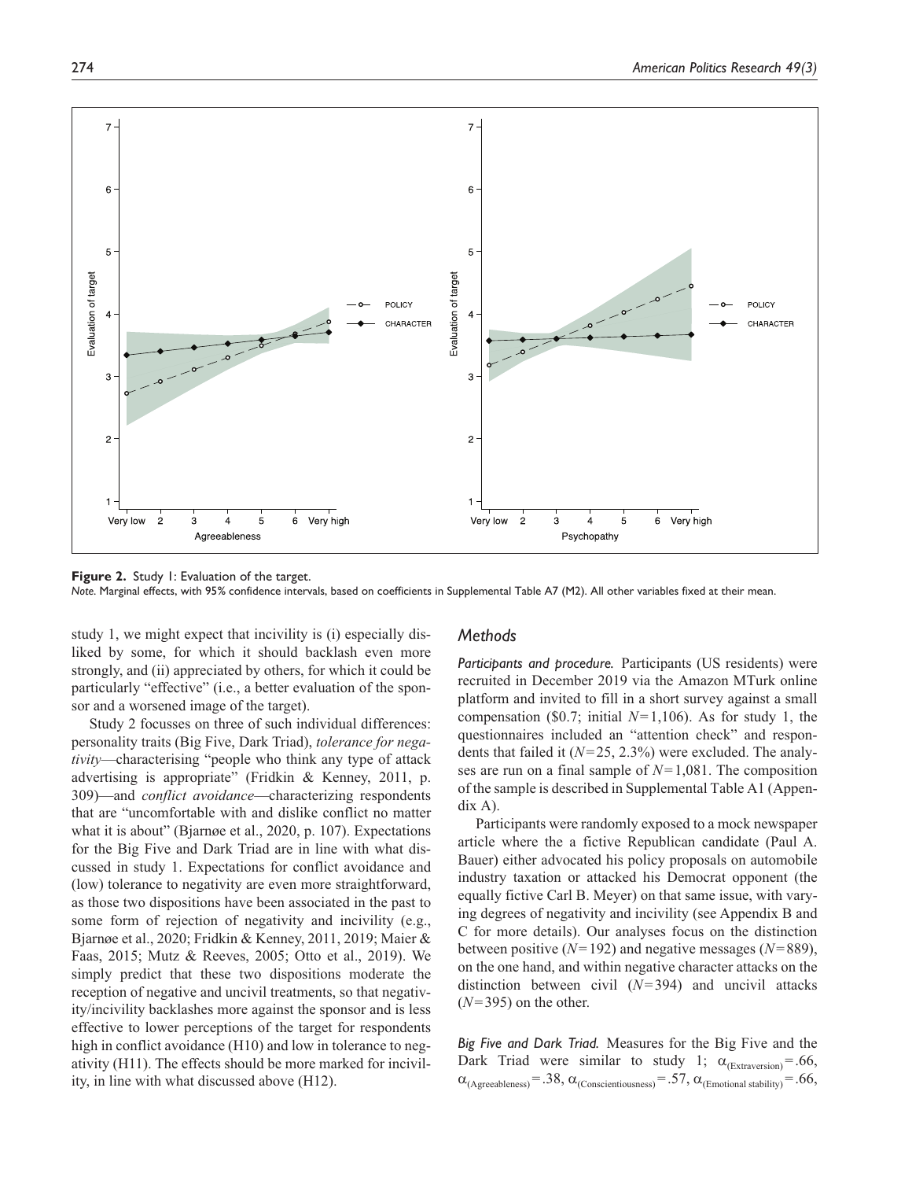**Figure 2.** Study 1: Evaluation of the target.

*Note.* Marginal effects, with 95% confidence intervals, based on coefficients in Supplemental Table A7 (M2). All other variables fixed at their mean.

study 1, we might expect that incivility is (i) especially disliked by some, for which it should backlash even more strongly, and (ii) appreciated by others, for which it could be particularly "effective" (i.e., a better evaluation of the sponsor and a worsened image of the target).

Study 2 focusses on three of such individual differences: personality traits (Big Five, Dark Triad), *tolerance for negativity*—characterising "people who think any type of attack advertising is appropriate" (Fridkin & Kenney, 2011, p. 309)—and *conflict avoidance*—characterizing respondents that are "uncomfortable with and dislike conflict no matter what it is about" (Bjarnøe et al., 2020, p. 107). Expectations for the Big Five and Dark Triad are in line with what discussed in study 1. Expectations for conflict avoidance and (low) tolerance to negativity are even more straightforward, as those two dispositions have been associated in the past to some form of rejection of negativity and incivility (e.g., Bjarnøe et al., 2020; Fridkin & Kenney, 2011, 2019; Maier & Faas, 2015; Mutz & Reeves, 2005; Otto et al., 2019). We simply predict that these two dispositions moderate the reception of negative and uncivil treatments, so that negativity/incivility backlashes more against the sponsor and is less effective to lower perceptions of the target for respondents high in conflict avoidance (H10) and low in tolerance to negativity (H11). The effects should be more marked for incivility, in line with what discussed above (H12).

## *Methods*

***Participants and procedure.*** Participants (US residents) were recruited in December 2019 via the Amazon MTurk online platform and invited to fill in a short survey against a small compensation ($0.7; initial $N=1{,}106$). As for study 1, the questionnaires included an "attention check" and respondents that failed it ($N=25$, 2.3%) were excluded. The analyses are run on a final sample of $N=1{,}081$. The composition of the sample is described in Supplemental Table A1 (Appendix A).

Participants were randomly exposed to a mock newspaper article where the a fictive Republican candidate (Paul A. Bauer) either advocated his policy proposals on automobile industry taxation or attacked his Democrat opponent (the equally fictive Carl B. Meyer) on that same issue, with varying degrees of negativity and incivility (see Appendix B and C for more details). Our analyses focus on the distinction between positive ($N=192$) and negative messages ($N=889$), on the one hand, and within negative character attacks on the distinction between civil ($N=394$) and uncivil attacks ($N=395$) on the other.

***Big Five and Dark Triad.*** Measures for the Big Five and the Dark Triad were similar to study 1; $\alpha_{(\text{Extraversion})}=.66$, $\alpha_{(\text{Agreeableness})}=.38$, $\alpha_{(\text{Conscientiousness})}=.57$, $\alpha_{(\text{Emotional stability})}=.66$,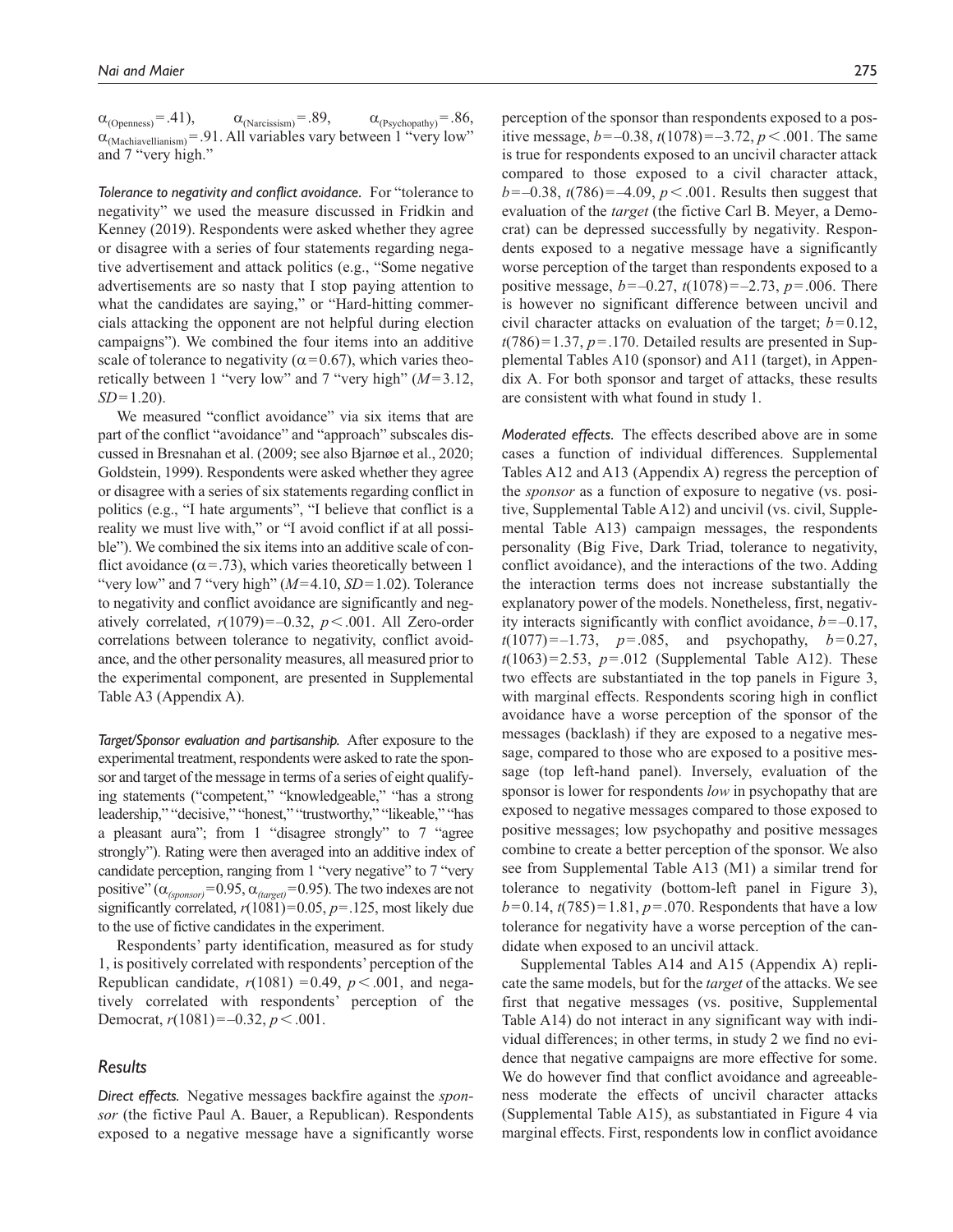$\alpha_{(\text{Openness})}=.41$), $\alpha_{(\text{Narcissism})}=.89$, $\alpha_{(\text{Psychopathy})}=.86$, $\alpha_{(\text{Machiavellianism})}=.91$. All variables vary between 1 "very low" and 7 "very high."

*Tolerance to negativity and conflict avoidance.* For "tolerance to negativity" we used the measure discussed in Fridkin and Kenney (2019). Respondents were asked whether they agree or disagree with a series of four statements regarding negative advertisement and attack politics (e.g., "Some negative advertisements are so nasty that I stop paying attention to what the candidates are saying," or "Hard-hitting commercials attacking the opponent are not helpful during election campaigns"). We combined the four items into an additive scale of tolerance to negativity ($\alpha=0.67$), which varies theoretically between 1 "very low" and 7 "very high" ($M=3.12$, $SD=1.20$).

We measured "conflict avoidance" via six items that are part of the conflict "avoidance" and "approach" subscales discussed in Bresnahan et al. (2009; see also Bjarnøe et al., 2020; Goldstein, 1999). Respondents were asked whether they agree or disagree with a series of six statements regarding conflict in politics (e.g., "I hate arguments", "I believe that conflict is a reality we must live with," or "I avoid conflict if at all possible"). We combined the six items into an additive scale of conflict avoidance ($\alpha=.73$), which varies theoretically between 1 "very low" and 7 "very high" ($M=4.10$, $SD=1.02$). Tolerance to negativity and conflict avoidance are significantly and negatively correlated, $r(1079)=-0.32$, $p<.001$. All Zero-order correlations between tolerance to negativity, conflict avoidance, and the other personality measures, all measured prior to the experimental component, are presented in Supplemental Table A3 (Appendix A).

*Target/Sponsor evaluation and partisanship.* After exposure to the experimental treatment, respondents were asked to rate the sponsor and target of the message in terms of a series of eight qualifying statements ("competent," "knowledgeable," "has a strong leadership," "decisive," "honest," "trustworthy," "likeable," "has a pleasant aura"; from 1 "disagree strongly" to 7 "agree strongly"). Rating were then averaged into an additive index of candidate perception, ranging from 1 "very negative" to 7 "very positive" ($\alpha_{(sponsor)}=0.95$, $\alpha_{(target)}=0.95$). The two indexes are not significantly correlated, $r(1081)=0.05$, $p=.125$, most likely due to the use of fictive candidates in the experiment.

Respondents' party identification, measured as for study 1, is positively correlated with respondents' perception of the Republican candidate, $r(1081)=0.49$, $p<.001$, and negatively correlated with respondents' perception of the Democrat, $r(1081)=-0.32$, $p<.001$.

## Results

*Direct effects.* Negative messages backfire against the *sponsor* (the fictive Paul A. Bauer, a Republican). Respondents exposed to a negative message have a significantly worse perception of the sponsor than respondents exposed to a positive message, $b=-0.38$, $t(1078)=-3.72$, $p<.001$. The same is true for respondents exposed to an uncivil character attack compared to those exposed to a civil character attack, $b=-0.38$, $t(786)=-4.09$, $p<.001$. Results then suggest that evaluation of the *target* (the fictive Carl B. Meyer, a Democrat) can be depressed successfully by negativity. Respondents exposed to a negative message have a significantly worse perception of the target than respondents exposed to a positive message, $b=-0.27$, $t(1078)=-2.73$, $p=.006$. There is however no significant difference between uncivil and civil character attacks on evaluation of the target; $b=0.12$, $t(786)=1.37$, $p=.170$. Detailed results are presented in Supplemental Tables A10 (sponsor) and A11 (target), in Appendix A. For both sponsor and target of attacks, these results are consistent with what found in study 1.

*Moderated effects.* The effects described above are in some cases a function of individual differences. Supplemental Tables A12 and A13 (Appendix A) regress the perception of the *sponsor* as a function of exposure to negative (vs. positive, Supplemental Table A12) and uncivil (vs. civil, Supplemental Table A13) campaign messages, the respondents personality (Big Five, Dark Triad, tolerance to negativity, conflict avoidance), and the interactions of the two. Adding the interaction terms does not increase substantially the explanatory power of the models. Nonetheless, first, negativity interacts significantly with conflict avoidance, $b=-0.17$, $t(1077)=-1.73$, $p=.085$, and psychopathy, $b=0.27$, $t(1063)=2.53$, $p=.012$ (Supplemental Table A12). These two effects are substantiated in the top panels in Figure 3, with marginal effects. Respondents scoring high in conflict avoidance have a worse perception of the sponsor of the messages (backlash) if they are exposed to a negative message, compared to those who are exposed to a positive message (top left-hand panel). Inversely, evaluation of the sponsor is lower for respondents *low* in psychopathy that are exposed to negative messages compared to those exposed to positive messages; low psychopathy and positive messages combine to create a better perception of the sponsor. We also see from Supplemental Table A13 (M1) a similar trend for tolerance to negativity (bottom-left panel in Figure 3), $b=0.14$, $t(785)=1.81$, $p=.070$. Respondents that have a low tolerance for negativity have a worse perception of the candidate when exposed to an uncivil attack.

Supplemental Tables A14 and A15 (Appendix A) replicate the same models, but for the *target* of the attacks. We see first that negative messages (vs. positive, Supplemental Table A14) do not interact in any significant way with individual differences; in other terms, in study 2 we find no evidence that negative campaigns are more effective for some. We do however find that conflict avoidance and agreeableness moderate the effects of uncivil character attacks (Supplemental Table A15), as substantiated in Figure 4 via marginal effects. First, respondents low in conflict avoidance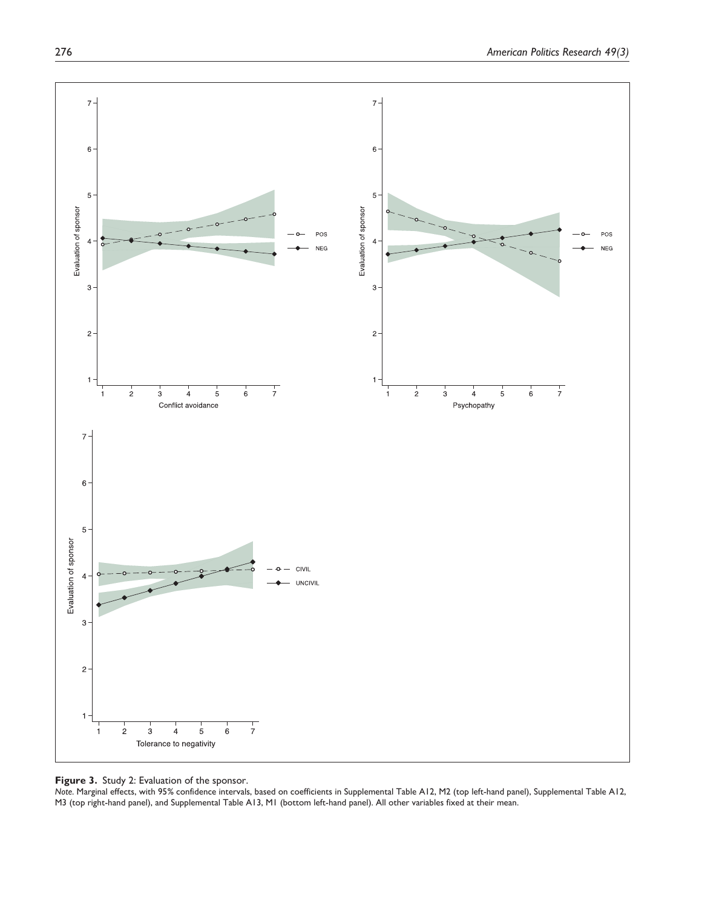**Figure 3.** Study 2: Evaluation of the sponsor.

*Note.* Marginal effects, with 95% confidence intervals, based on coefficients in Supplemental Table A12, M2 (top left-hand panel), Supplemental Table A12, M3 (top right-hand panel), and Supplemental Table A13, M1 (bottom left-hand panel). All other variables fixed at their mean.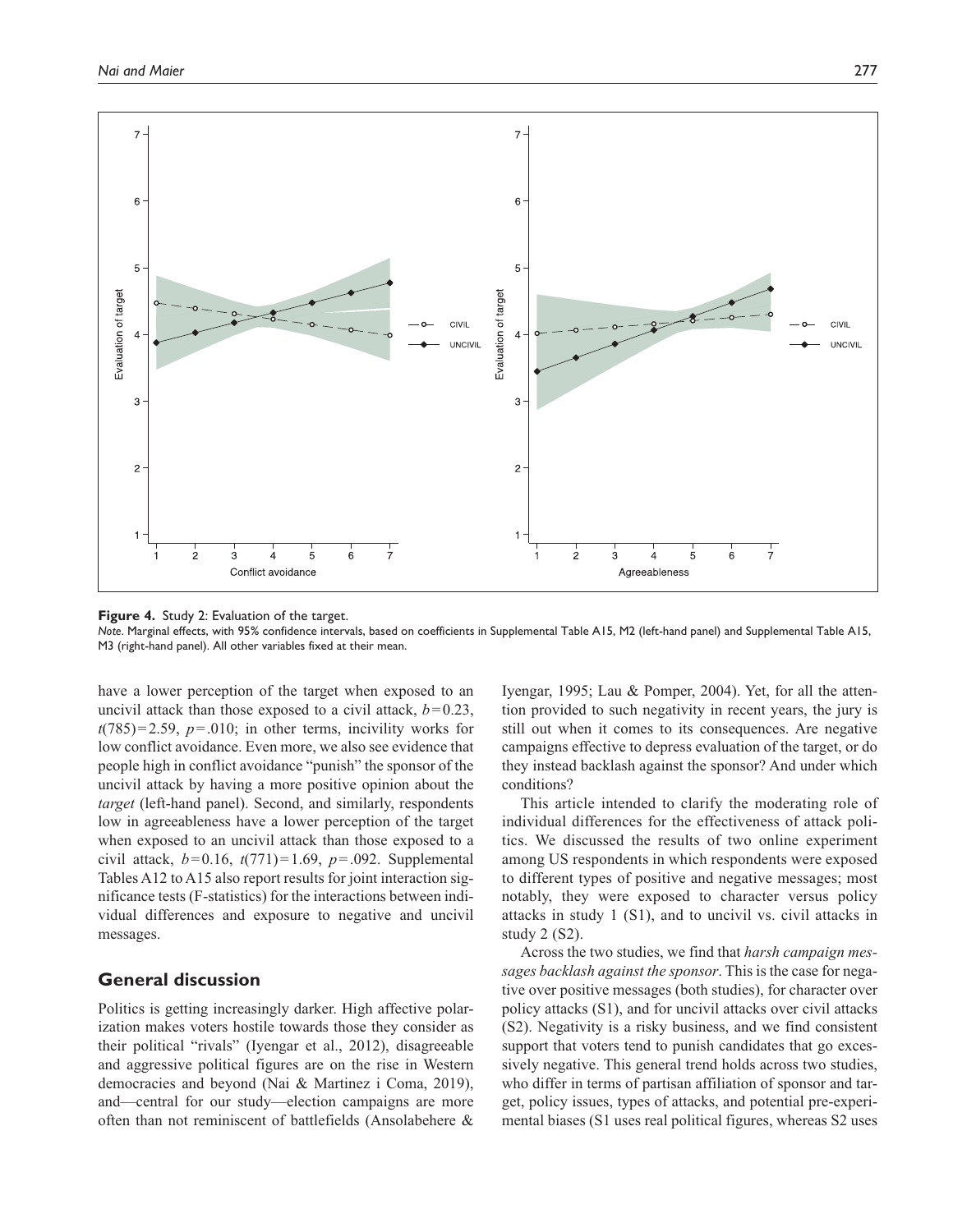**Figure 4.** Study 2: Evaluation of the target.

*Note.* Marginal effects, with 95% confidence intervals, based on coefficients in Supplemental Table A15, M2 (left-hand panel) and Supplemental Table A15, M3 (right-hand panel). All other variables fixed at their mean.

have a lower perception of the target when exposed to an uncivil attack than those exposed to a civil attack, $b=0.23$, $t(785)=2.59$, $p=.010$; in other terms, incivility works for low conflict avoidance. Even more, we also see evidence that people high in conflict avoidance "punish" the sponsor of the uncivil attack by having a more positive opinion about the *target* (left-hand panel). Second, and similarly, respondents low in agreeableness have a lower perception of the target when exposed to an uncivil attack than those exposed to a civil attack, $b=0.16$, $t(771)=1.69$, $p=.092$. Supplemental Tables A12 to A15 also report results for joint interaction significance tests (F-statistics) for the interactions between individual differences and exposure to negative and uncivil messages.

## General discussion

Politics is getting increasingly darker. High affective polarization makes voters hostile towards those they consider as their political "rivals" (Iyengar et al., 2012), disagreeable and aggressive political figures are on the rise in Western democracies and beyond (Nai & Martinez i Coma, 2019), and—central for our study—election campaigns are more often than not reminiscent of battlefields (Ansolabehere & Iyengar, 1995; Lau & Pomper, 2004). Yet, for all the attention provided to such negativity in recent years, the jury is still out when it comes to its consequences. Are negative campaigns effective to depress evaluation of the target, or do they instead backlash against the sponsor? And under which conditions?

This article intended to clarify the moderating role of individual differences for the effectiveness of attack politics. We discussed the results of two online experiment among US respondents in which respondents were exposed to different types of positive and negative messages; most notably, they were exposed to character versus policy attacks in study 1 (S1), and to uncivil vs. civil attacks in study 2 (S2).

Across the two studies, we find that *harsh campaign messages backlash against the sponsor*. This is the case for negative over positive messages (both studies), for character over policy attacks (S1), and for uncivil attacks over civil attacks (S2). Negativity is a risky business, and we find consistent support that voters tend to punish candidates that go excessively negative. This general trend holds across two studies, who differ in terms of partisan affiliation of sponsor and target, policy issues, types of attacks, and potential pre-experimental biases (S1 uses real political figures, whereas S2 uses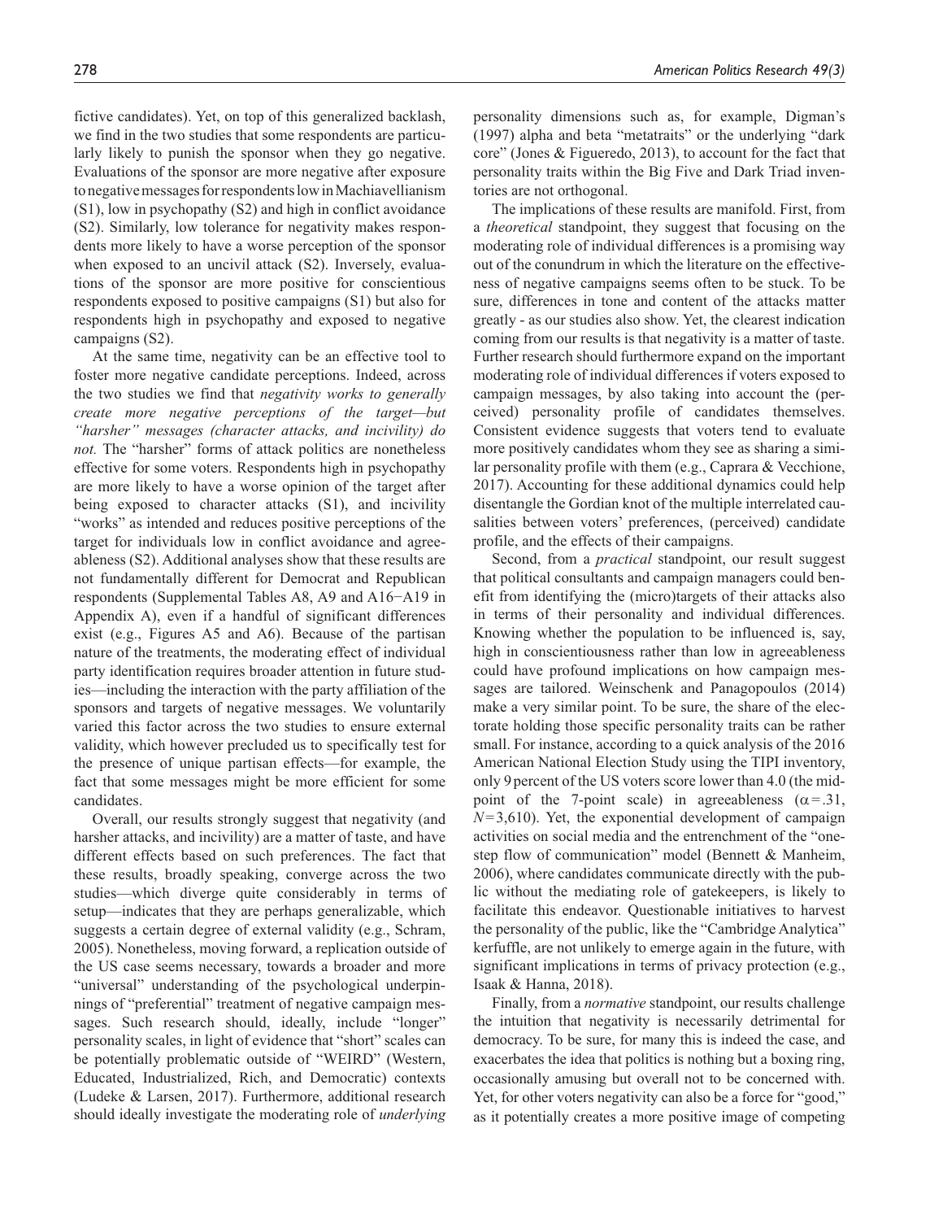fictive candidates). Yet, on top of this generalized backlash, we find in the two studies that some respondents are particularly likely to punish the sponsor when they go negative. Evaluations of the sponsor are more negative after exposure to negative messages for respondents low in Machiavellianism (S1), low in psychopathy (S2) and high in conflict avoidance (S2). Similarly, low tolerance for negativity makes respondents more likely to have a worse perception of the sponsor when exposed to an uncivil attack (S2). Inversely, evaluations of the sponsor are more positive for conscientious respondents exposed to positive campaigns (S1) but also for respondents high in psychopathy and exposed to negative campaigns (S2).

At the same time, negativity can be an effective tool to foster more negative candidate perceptions. Indeed, across the two studies we find that *negativity works to generally create more negative perceptions of the target—but "harsher" messages (character attacks, and incivility) do not.* The "harsher" forms of attack politics are nonetheless effective for some voters. Respondents high in psychopathy are more likely to have a worse opinion of the target after being exposed to character attacks (S1), and incivility "works" as intended and reduces positive perceptions of the target for individuals low in conflict avoidance and agreeableness (S2). Additional analyses show that these results are not fundamentally different for Democrat and Republican respondents (Supplemental Tables A8, A9 and A16−A19 in Appendix A), even if a handful of significant differences exist (e.g., Figures A5 and A6). Because of the partisan nature of the treatments, the moderating effect of individual party identification requires broader attention in future studies—including the interaction with the party affiliation of the sponsors and targets of negative messages. We voluntarily varied this factor across the two studies to ensure external validity, which however precluded us to specifically test for the presence of unique partisan effects—for example, the fact that some messages might be more efficient for some candidates.

Overall, our results strongly suggest that negativity (and harsher attacks, and incivility) are a matter of taste, and have different effects based on such preferences. The fact that these results, broadly speaking, converge across the two studies—which diverge quite considerably in terms of setup—indicates that they are perhaps generalizable, which suggests a certain degree of external validity (e.g., Schram, 2005). Nonetheless, moving forward, a replication outside of the US case seems necessary, towards a broader and more "universal" understanding of the psychological underpinnings of "preferential" treatment of negative campaign messages. Such research should, ideally, include "longer" personality scales, in light of evidence that "short" scales can be potentially problematic outside of "WEIRD" (Western, Educated, Industrialized, Rich, and Democratic) contexts (Ludeke & Larsen, 2017). Furthermore, additional research should ideally investigate the moderating role of *underlying* personality dimensions such as, for example, Digman's (1997) alpha and beta "metatraits" or the underlying "dark core" (Jones & Figueredo, 2013), to account for the fact that personality traits within the Big Five and Dark Triad inventories are not orthogonal.

The implications of these results are manifold. First, from a *theoretical* standpoint, they suggest that focusing on the moderating role of individual differences is a promising way out of the conundrum in which the literature on the effectiveness of negative campaigns seems often to be stuck. To be sure, differences in tone and content of the attacks matter greatly - as our studies also show. Yet, the clearest indication coming from our results is that negativity is a matter of taste. Further research should furthermore expand on the important moderating role of individual differences if voters exposed to campaign messages, by also taking into account the (perceived) personality profile of candidates themselves. Consistent evidence suggests that voters tend to evaluate more positively candidates whom they see as sharing a similar personality profile with them (e.g., Caprara & Vecchione, 2017). Accounting for these additional dynamics could help disentangle the Gordian knot of the multiple interrelated causalities between voters' preferences, (perceived) candidate profile, and the effects of their campaigns.

Second, from a *practical* standpoint, our result suggest that political consultants and campaign managers could benefit from identifying the (micro)targets of their attacks also in terms of their personality and individual differences. Knowing whether the population to be influenced is, say, high in conscientiousness rather than low in agreeableness could have profound implications on how campaign messages are tailored. Weinschenk and Panagopoulos (2014) make a very similar point. To be sure, the share of the electorate holding those specific personality traits can be rather small. For instance, according to a quick analysis of the 2016 American National Election Study using the TIPI inventory, only 9 percent of the US voters score lower than 4.0 (the midpoint of the 7-point scale) in agreeableness ($\alpha = .31$, $N = 3{,}610$). Yet, the exponential development of campaign activities on social media and the entrenchment of the "one-step flow of communication" model (Bennett & Manheim, 2006), where candidates communicate directly with the public without the mediating role of gatekeepers, is likely to facilitate this endeavor. Questionable initiatives to harvest the personality of the public, like the "Cambridge Analytica" kerfuffle, are not unlikely to emerge again in the future, with significant implications in terms of privacy protection (e.g., Isaak & Hanna, 2018).

Finally, from a *normative* standpoint, our results challenge the intuition that negativity is necessarily detrimental for democracy. To be sure, for many this is indeed the case, and exacerbates the idea that politics is nothing but a boxing ring, occasionally amusing but overall not to be concerned with. Yet, for other voters negativity can also be a force for "good," as it potentially creates a more positive image of competing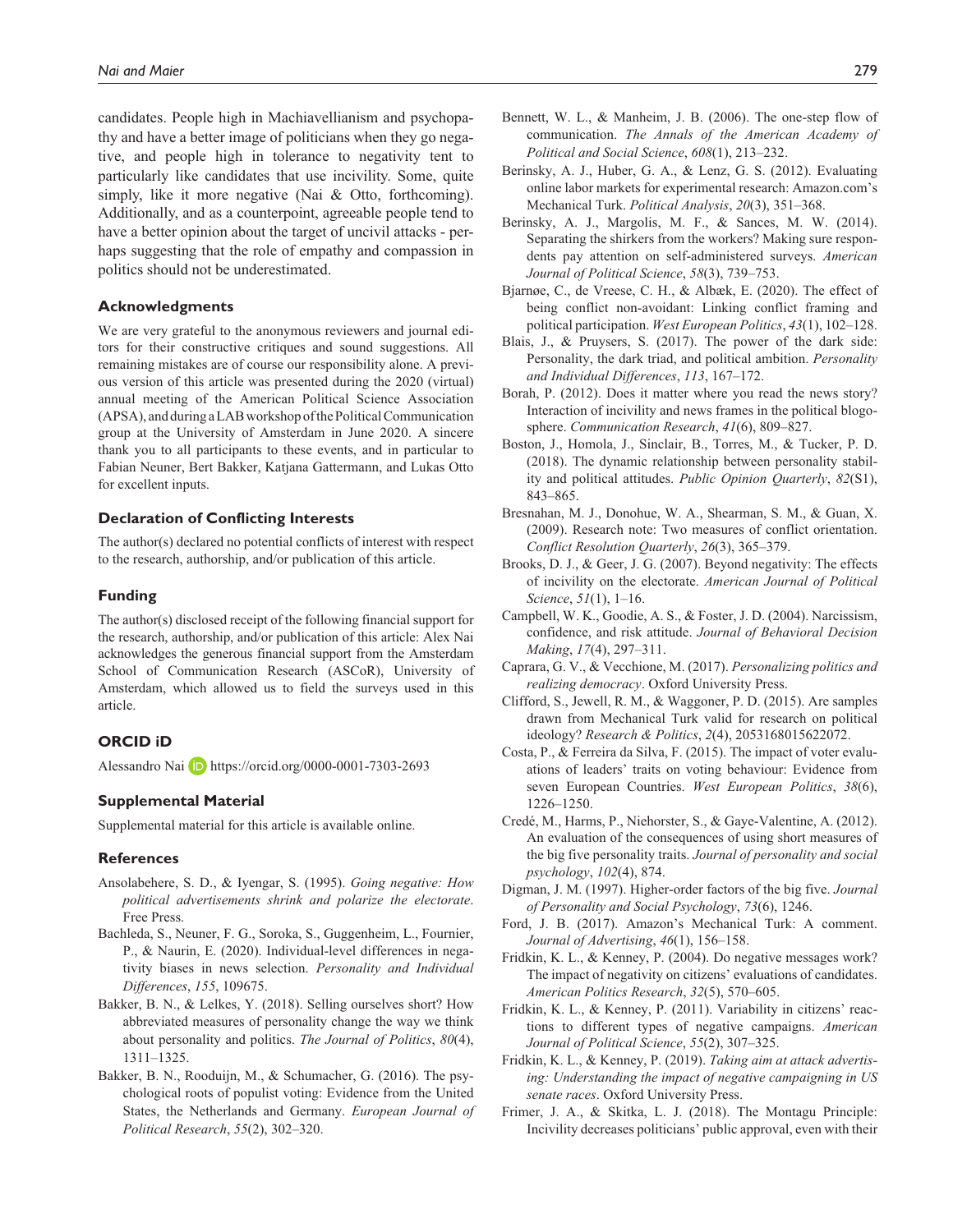candidates. People high in Machiavellianism and psychopathy and have a better image of politicians when they go negative, and people high in tolerance to negativity tent to particularly like candidates that use incivility. Some, quite simply, like it more negative (Nai & Otto, forthcoming). Additionally, and as a counterpoint, agreeable people tend to have a better opinion about the target of uncivil attacks - perhaps suggesting that the role of empathy and compassion in politics should not be underestimated.

## Acknowledgments

We are very grateful to the anonymous reviewers and journal editors for their constructive critiques and sound suggestions. All remaining mistakes are of course our responsibility alone. A previous version of this article was presented during the 2020 (virtual) annual meeting of the American Political Science Association (APSA), and during a LAB workshop of the Political Communication group at the University of Amsterdam in June 2020. A sincere thank you to all participants to these events, and in particular to Fabian Neuner, Bert Bakker, Katjana Gattermann, and Lukas Otto for excellent inputs.

## Declaration of Conflicting Interests

The author(s) declared no potential conflicts of interest with respect to the research, authorship, and/or publication of this article.

## Funding

The author(s) disclosed receipt of the following financial support for the research, authorship, and/or publication of this article: Alex Nai acknowledges the generous financial support from the Amsterdam School of Communication Research (ASCoR), University of Amsterdam, which allowed us to field the surveys used in this article.

## ORCID iD

Alessandro Nai https://orcid.org/0000-0001-7303-2693

## Supplemental Material

Supplemental material for this article is available online.

## References

Ansolabehere, S. D., & Iyengar, S. (1995). *Going negative: How political advertisements shrink and polarize the electorate*. Free Press.

Bachleda, S., Neuner, F. G., Soroka, S., Guggenheim, L., Fournier, P., & Naurin, E. (2020). Individual-level differences in negativity biases in news selection. *Personality and Individual Differences*, *155*, 109675.

Bakker, B. N., & Lelkes, Y. (2018). Selling ourselves short? How abbreviated measures of personality change the way we think about personality and politics. *The Journal of Politics*, *80*(4), 1311–1325.

Bakker, B. N., Rooduijn, M., & Schumacher, G. (2016). The psychological roots of populist voting: Evidence from the United States, the Netherlands and Germany. *European Journal of Political Research*, *55*(2), 302–320.

Bennett, W. L., & Manheim, J. B. (2006). The one-step flow of communication. *The Annals of the American Academy of Political and Social Science*, *608*(1), 213–232.

Berinsky, A. J., Huber, G. A., & Lenz, G. S. (2012). Evaluating online labor markets for experimental research: Amazon.com's Mechanical Turk. *Political Analysis*, *20*(3), 351–368.

Berinsky, A. J., Margolis, M. F., & Sances, M. W. (2014). Separating the shirkers from the workers? Making sure respondents pay attention on self-administered surveys. *American Journal of Political Science*, *58*(3), 739–753.

Bjarnøe, C., de Vreese, C. H., & Albæk, E. (2020). The effect of being conflict non-avoidant: Linking conflict framing and political participation. *West European Politics*, *43*(1), 102–128.

Blais, J., & Pruysers, S. (2017). The power of the dark side: Personality, the dark triad, and political ambition. *Personality and Individual Differences*, *113*, 167–172.

Borah, P. (2012). Does it matter where you read the news story? Interaction of incivility and news frames in the political blogosphere. *Communication Research*, *41*(6), 809–827.

Boston, J., Homola, J., Sinclair, B., Torres, M., & Tucker, P. D. (2018). The dynamic relationship between personality stability and political attitudes. *Public Opinion Quarterly*, *82*(S1), 843–865.

Bresnahan, M. J., Donohue, W. A., Shearman, S. M., & Guan, X. (2009). Research note: Two measures of conflict orientation. *Conflict Resolution Quarterly*, *26*(3), 365–379.

Brooks, D. J., & Geer, J. G. (2007). Beyond negativity: The effects of incivility on the electorate. *American Journal of Political Science*, *51*(1), 1–16.

Campbell, W. K., Goodie, A. S., & Foster, J. D. (2004). Narcissism, confidence, and risk attitude. *Journal of Behavioral Decision Making*, *17*(4), 297–311.

Caprara, G. V., & Vecchione, M. (2017). *Personalizing politics and realizing democracy*. Oxford University Press.

Clifford, S., Jewell, R. M., & Waggoner, P. D. (2015). Are samples drawn from Mechanical Turk valid for research on political ideology? *Research & Politics*, *2*(4), 2053168015622072.

Costa, P., & Ferreira da Silva, F. (2015). The impact of voter evaluations of leaders' traits on voting behaviour: Evidence from seven European Countries. *West European Politics*, *38*(6), 1226–1250.

Credé, M., Harms, P., Niehorster, S., & Gaye-Valentine, A. (2012). An evaluation of the consequences of using short measures of the big five personality traits. *Journal of personality and social psychology*, *102*(4), 874.

Digman, J. M. (1997). Higher-order factors of the big five. *Journal of Personality and Social Psychology*, *73*(6), 1246.

Ford, J. B. (2017). Amazon's Mechanical Turk: A comment. *Journal of Advertising*, *46*(1), 156–158.

Fridkin, K. L., & Kenney, P. (2004). Do negative messages work? The impact of negativity on citizens' evaluations of candidates. *American Politics Research*, *32*(5), 570–605.

Fridkin, K. L., & Kenney, P. (2011). Variability in citizens' reactions to different types of negative campaigns. *American Journal of Political Science*, *55*(2), 307–325.

Fridkin, K. L., & Kenney, P. (2019). *Taking aim at attack advertising: Understanding the impact of negative campaigning in US senate races*. Oxford University Press.

Frimer, J. A., & Skitka, L. J. (2018). The Montagu Principle: Incivility decreases politicians' public approval, even with their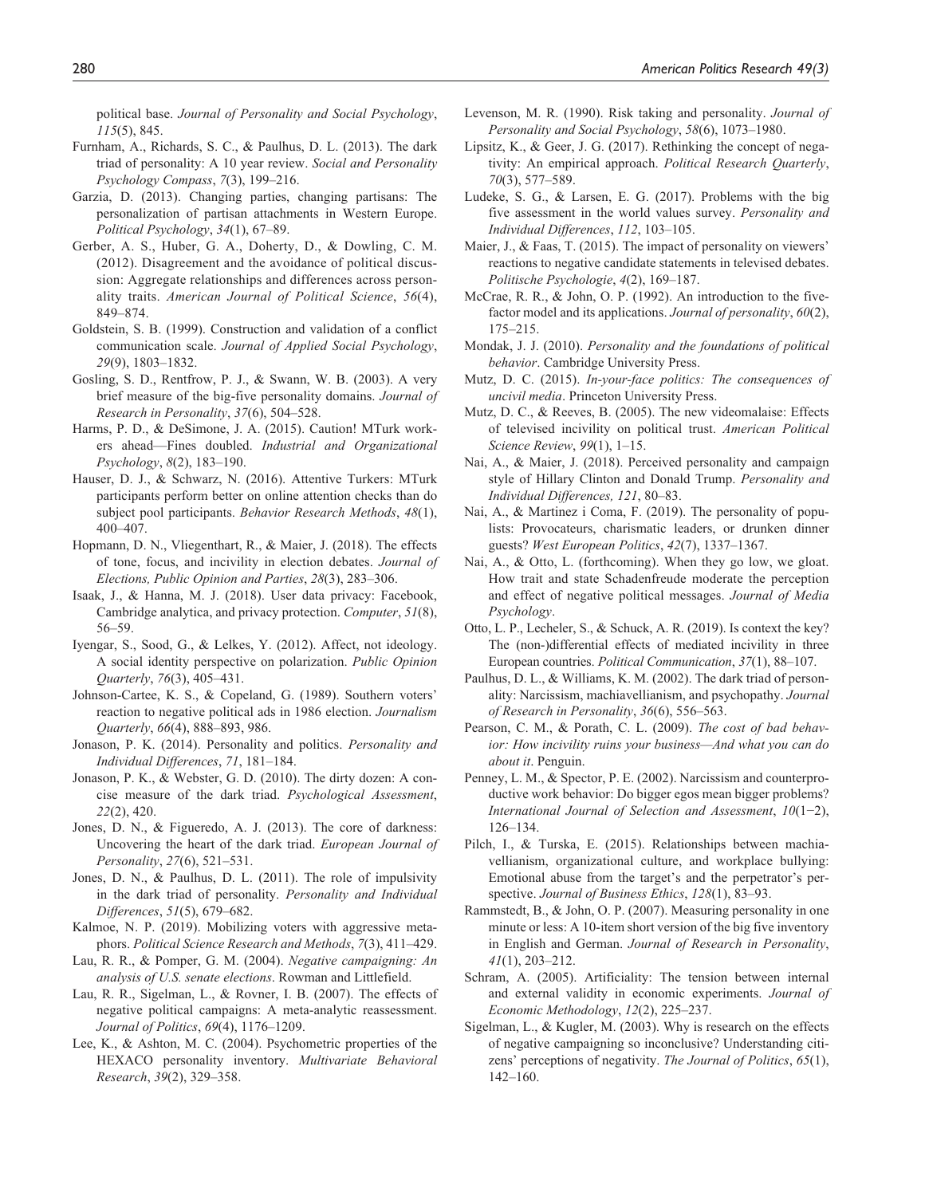political base. *Journal of Personality and Social Psychology*, *115*(5), 845.

Furnham, A., Richards, S. C., & Paulhus, D. L. (2013). The dark triad of personality: A 10 year review. *Social and Personality Psychology Compass*, *7*(3), 199–216.

Garzia, D. (2013). Changing parties, changing partisans: The personalization of partisan attachments in Western Europe. *Political Psychology*, *34*(1), 67–89.

Gerber, A. S., Huber, G. A., Doherty, D., & Dowling, C. M. (2012). Disagreement and the avoidance of political discussion: Aggregate relationships and differences across personality traits. *American Journal of Political Science*, *56*(4), 849–874.

Goldstein, S. B. (1999). Construction and validation of a conflict communication scale. *Journal of Applied Social Psychology*, *29*(9), 1803–1832.

Gosling, S. D., Rentfrow, P. J., & Swann, W. B. (2003). A very brief measure of the big-five personality domains. *Journal of Research in Personality*, *37*(6), 504–528.

Harms, P. D., & DeSimone, J. A. (2015). Caution! MTurk workers ahead—Fines doubled. *Industrial and Organizational Psychology*, *8*(2), 183–190.

Hauser, D. J., & Schwarz, N. (2016). Attentive Turkers: MTurk participants perform better on online attention checks than do subject pool participants. *Behavior Research Methods*, *48*(1), 400–407.

Hopmann, D. N., Vliegenthart, R., & Maier, J. (2018). The effects of tone, focus, and incivility in election debates. *Journal of Elections, Public Opinion and Parties*, *28*(3), 283–306.

Isaak, J., & Hanna, M. J. (2018). User data privacy: Facebook, Cambridge analytica, and privacy protection. *Computer*, *51*(8), 56–59.

Iyengar, S., Sood, G., & Lelkes, Y. (2012). Affect, not ideology. A social identity perspective on polarization. *Public Opinion Quarterly*, *76*(3), 405–431.

Johnson-Cartee, K. S., & Copeland, G. (1989). Southern voters' reaction to negative political ads in 1986 election. *Journalism Quarterly*, *66*(4), 888–893, 986.

Jonason, P. K. (2014). Personality and politics. *Personality and Individual Differences*, *71*, 181–184.

Jonason, P. K., & Webster, G. D. (2010). The dirty dozen: A concise measure of the dark triad. *Psychological Assessment*, *22*(2), 420.

Jones, D. N., & Figueredo, A. J. (2013). The core of darkness: Uncovering the heart of the dark triad. *European Journal of Personality*, *27*(6), 521–531.

Jones, D. N., & Paulhus, D. L. (2011). The role of impulsivity in the dark triad of personality. *Personality and Individual Differences*, *51*(5), 679–682.

Kalmoe, N. P. (2019). Mobilizing voters with aggressive metaphors. *Political Science Research and Methods*, *7*(3), 411–429.

Lau, R. R., & Pomper, G. M. (2004). *Negative campaigning: An analysis of U.S. senate elections*. Rowman and Littlefield.

Lau, R. R., Sigelman, L., & Rovner, I. B. (2007). The effects of negative political campaigns: A meta-analytic reassessment. *Journal of Politics*, *69*(4), 1176–1209.

Lee, K., & Ashton, M. C. (2004). Psychometric properties of the HEXACO personality inventory. *Multivariate Behavioral Research*, *39*(2), 329–358.

Levenson, M. R. (1990). Risk taking and personality. *Journal of Personality and Social Psychology*, *58*(6), 1073–1980.

Lipsitz, K., & Geer, J. G. (2017). Rethinking the concept of negativity: An empirical approach. *Political Research Quarterly*, *70*(3), 577–589.

Ludeke, S. G., & Larsen, E. G. (2017). Problems with the big five assessment in the world values survey. *Personality and Individual Differences*, *112*, 103–105.

Maier, J., & Faas, T. (2015). The impact of personality on viewers' reactions to negative candidate statements in televised debates. *Politische Psychologie*, *4*(2), 169–187.

McCrae, R. R., & John, O. P. (1992). An introduction to the five-factor model and its applications. *Journal of personality*, *60*(2), 175–215.

Mondak, J. J. (2010). *Personality and the foundations of political behavior*. Cambridge University Press.

Mutz, D. C. (2015). *In-your-face politics: The consequences of uncivil media*. Princeton University Press.

Mutz, D. C., & Reeves, B. (2005). The new videomalaise: Effects of televised incivility on political trust. *American Political Science Review*, *99*(1), 1–15.

Nai, A., & Maier, J. (2018). Perceived personality and campaign style of Hillary Clinton and Donald Trump. *Personality and Individual Differences, 121*, 80–83.

Nai, A., & Martinez i Coma, F. (2019). The personality of populists: Provocateurs, charismatic leaders, or drunken dinner guests? *West European Politics*, *42*(7), 1337–1367.

Nai, A., & Otto, L. (forthcoming). When they go low, we gloat. How trait and state Schadenfreude moderate the perception and effect of negative political messages. *Journal of Media Psychology*.

Otto, L. P., Lecheler, S., & Schuck, A. R. (2019). Is context the key? The (non-)differential effects of mediated incivility in three European countries. *Political Communication*, *37*(1), 88–107.

Paulhus, D. L., & Williams, K. M. (2002). The dark triad of personality: Narcissism, machiavellianism, and psychopathy. *Journal of Research in Personality*, *36*(6), 556–563.

Pearson, C. M., & Porath, C. L. (2009). *The cost of bad behavior: How incivility ruins your business—And what you can do about it*. Penguin.

Penney, L. M., & Spector, P. E. (2002). Narcissism and counterproductive work behavior: Do bigger egos mean bigger problems? *International Journal of Selection and Assessment*, *10*(1−2), 126–134.

Pilch, I., & Turska, E. (2015). Relationships between machiavellianism, organizational culture, and workplace bullying: Emotional abuse from the target's and the perpetrator's perspective. *Journal of Business Ethics*, *128*(1), 83–93.

Rammstedt, B., & John, O. P. (2007). Measuring personality in one minute or less: A 10-item short version of the big five inventory in English and German. *Journal of Research in Personality*, *41*(1), 203–212.

Schram, A. (2005). Artificiality: The tension between internal and external validity in economic experiments. *Journal of Economic Methodology*, *12*(2), 225–237.

Sigelman, L., & Kugler, M. (2003). Why is research on the effects of negative campaigning so inconclusive? Understanding citizens' perceptions of negativity. *The Journal of Politics*, *65*(1), 142–160.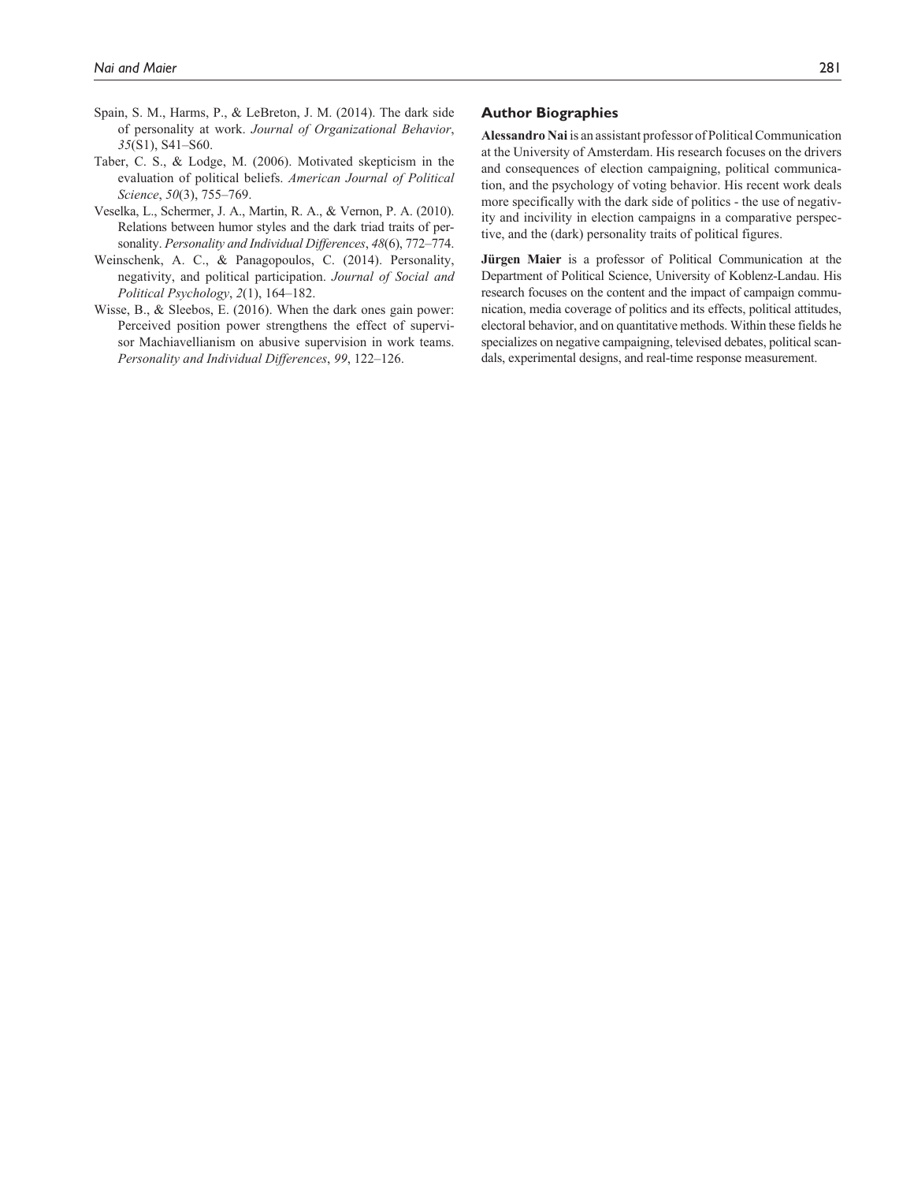Spain, S. M., Harms, P., & LeBreton, J. M. (2014). The dark side of personality at work. *Journal of Organizational Behavior*, *35*(S1), S41–S60.

Taber, C. S., & Lodge, M. (2006). Motivated skepticism in the evaluation of political beliefs. *American Journal of Political Science*, *50*(3), 755–769.

Veselka, L., Schermer, J. A., Martin, R. A., & Vernon, P. A. (2010). Relations between humor styles and the dark triad traits of personality. *Personality and Individual Differences*, *48*(6), 772–774.

Weinschenk, A. C., & Panagopoulos, C. (2014). Personality, negativity, and political participation. *Journal of Social and Political Psychology*, *2*(1), 164–182.

Wisse, B., & Sleebos, E. (2016). When the dark ones gain power: Perceived position power strengthens the effect of supervisor Machiavellianism on abusive supervision in work teams. *Personality and Individual Differences*, *99*, 122–126.

## Author Biographies

**Alessandro Nai** is an assistant professor of Political Communication at the University of Amsterdam. His research focuses on the drivers and consequences of election campaigning, political communication, and the psychology of voting behavior. His recent work deals more specifically with the dark side of politics - the use of negativity and incivility in election campaigns in a comparative perspective, and the (dark) personality traits of political figures.

**Jürgen Maier** is a professor of Political Communication at the Department of Political Science, University of Koblenz-Landau. His research focuses on the content and the impact of campaign communication, media coverage of politics and its effects, political attitudes, electoral behavior, and on quantitative methods. Within these fields he specializes on negative campaigning, televised debates, political scandals, experimental designs, and real-time response measurement.